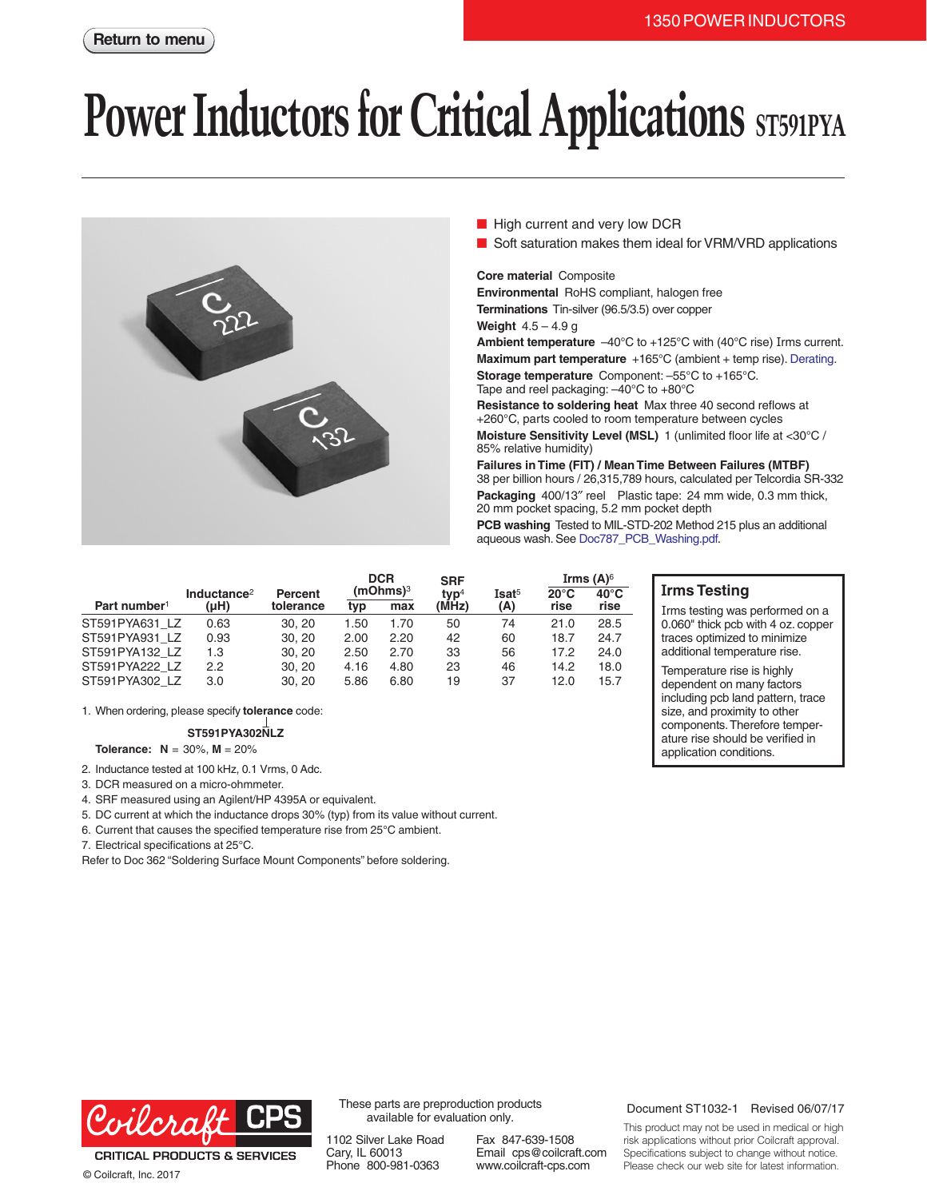# Power Inductors for Critical Applications ST591PYA

- High current and very low DCR
- Soft saturation makes them ideal for VRM/VRD applications

**Core material** Composite
**Environmental** RoHS compliant, halogen free
**Terminations** Tin-silver (96.5/3.5) over copper
**Weight** 4.5 – 4.9 g
**Ambient temperature** –40°C to +125°C with (40°C rise) Irms current.
**Maximum part temperature** +165°C (ambient + temp rise). Derating.
**Storage temperature** Component: –55°C to +165°C. Tape and reel packaging: –40°C to +80°C
**Resistance to soldering heat** Max three 40 second reflows at +260°C, parts cooled to room temperature between cycles
**Moisture Sensitivity Level (MSL)** 1 (unlimited floor life at <30°C / 85% relative humidity)
**Failures in Time (FIT) / Mean Time Between Failures (MTBF)** 38 per billion hours / 26,315,789 hours, calculated per Telcordia SR-332
**Packaging** 400/13″ reel Plastic tape: 24 mm wide, 0.3 mm thick, 20 mm pocket spacing, 5.2 mm pocket depth
**PCB washing** Tested to MIL-STD-202 Method 215 plus an additional aqueous wash. See Doc787_PCB_Washing.pdf.

| Part number[1] | Inductance[2] (µH) | Percent tolerance | DCR (mOhms)[3] typ | DCR (mOhms)[3] max | SRF typ[4] (MHz) | Isat[5] (A) | Irms (A)[6] 20°C rise | Irms (A)[6] 40°C rise |
|---|---|---|---|---|---|---|---|---|
| ST591PYA631_LZ | 0.63 | 30, 20 | 1.50 | 1.70 | 50 | 74 | 21.0 | 28.5 |
| ST591PYA931_LZ | 0.93 | 30, 20 | 2.00 | 2.20 | 42 | 60 | 18.7 | 24.7 |
| ST591PYA132_LZ | 1.3 | 30, 20 | 2.50 | 2.70 | 33 | 56 | 17.2 | 24.0 |
| ST591PYA222_LZ | 2.2 | 30, 20 | 4.16 | 4.80 | 23 | 46 | 14.2 | 18.0 |
| ST591PYA302_LZ | 3.0 | 30, 20 | 5.86 | 6.80 | 19 | 37 | 12.0 | 15.7 |

1. When ordering, please specify **tolerance** code:

   **ST591PYA302NLZ**

   **Tolerance:** **N** = 30%, **M** = 20%
2. Inductance tested at 100 kHz, 0.1 Vrms, 0 Adc.
3. DCR measured on a micro-ohmmeter.
4. SRF measured using an Agilent/HP 4395A or equivalent.
5. DC current at which the inductance drops 30% (typ) from its value without current.
6. Current that causes the specified temperature rise from 25°C ambient.
7. Electrical specifications at 25°C.

Refer to Doc 362 “Soldering Surface Mount Components” before soldering.

## Irms Testing

Irms testing was performed on a 0.060" thick pcb with 4 oz. copper traces optimized to minimize additional temperature rise.

Temperature rise is highly dependent on many factors including pcb land pattern, trace size, and proximity to other components. Therefore temperature rise should be verified in application conditions.

These parts are preproduction products available for evaluation only.

Coilcraft CPS — CRITICAL PRODUCTS & SERVICES

1102 Silver Lake Road
Cary, IL 60013
Phone 800-981-0363

Fax 847-639-1508
Email cps@coilcraft.com
www.coilcraft-cps.com

Document ST1032-1 Revised 06/07/17

This product may not be used in medical or high risk applications without prior Coilcraft approval. Specifications subject to change without notice. Please check our web site for latest information.

© Coilcraft, Inc. 2017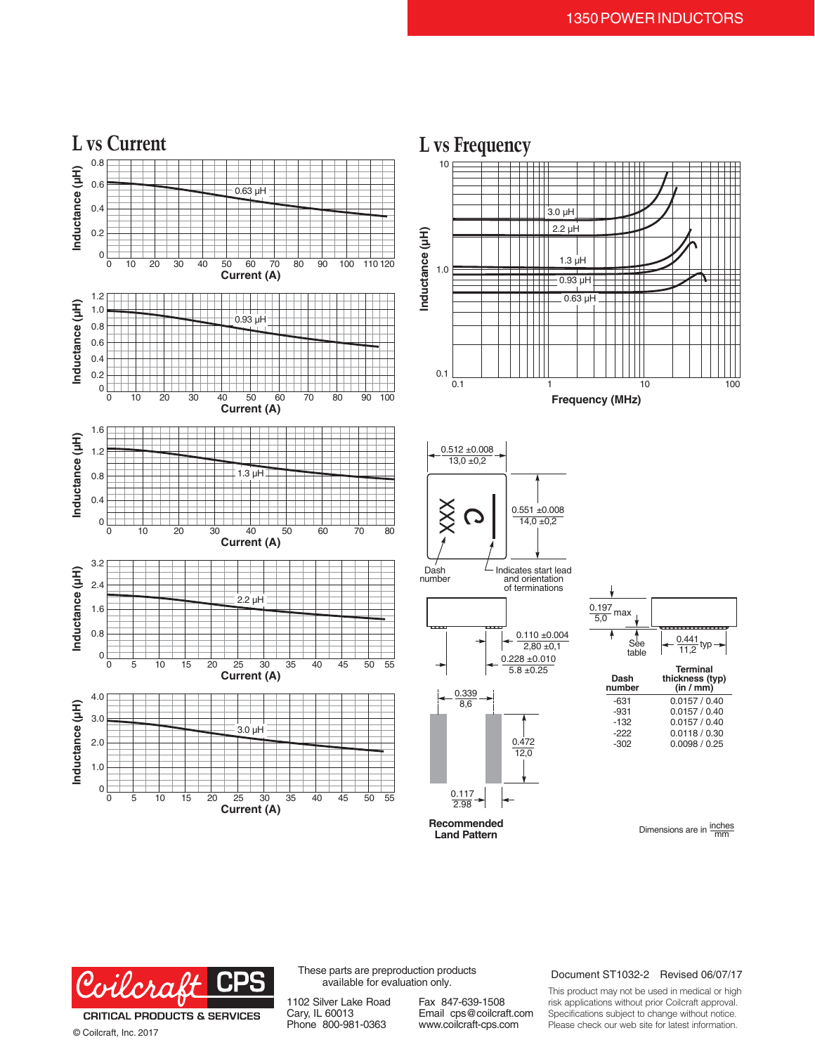## L vs Current

0.8
0.6
0.4
0.2
0
0 10 20 30 40 50 60 70 80 90 100 110 120
Inductance (µH)
Current (A)
0.63 µH

1.2
1.0
0.8
0.6
0.4
0.2
0
0 10 20 30 40 50 60 70 80 90 100
Inductance (µH)
Current (A)
0.93 µH

1.6
1.2
0.8
0.4
0
0 10 20 30 40 50 60 70 80
Inductance (µH)
Current (A)
1.3 µH

3.2
2.4
1.6
0.8
0
0 5 10 15 20 25 30 35 40 45 50 55
Inductance (µH)
Current (A)
2.2 µH

4.0
3.0
2.0
1.0
0
0 5 10 15 20 25 30 35 40 45 50 55
Inductance (µH)
Current (A)
3.0 µH

## L vs Frequency

10
1.0
0.1
0.1 1 10 100
Inductance (µH)
Frequency (MHz)
3.0 µH
2.2 µH
1.3 µH
0.93 µH
0.63 µH

0.512 ±0.008
13,0 ±0,2

0.551 ±0.008
14,0 ±0,2

XXX C

Dash number

Indicates start lead and orientation of terminations

0.110 ±0.004
2,80 ±0,1

0.228 ±0.010
5.8 ±0.25

0.197 max
5,0

See table

0.441 typ
11,2

| Dash number | Terminal thickness (typ) (in / mm) |
|---|---|
| -631 | 0.0157 / 0.40 |
| -931 | 0.0157 / 0.40 |
| -132 | 0.0157 / 0.40 |
| -222 | 0.0118 / 0.30 |
| -302 | 0.0098 / 0.25 |

0.339
8,6

0.472
12,0

0.117
2.98

**Recommended Land Pattern**

Dimensions are in $\frac{\text{inches}}{\text{mm}}$

Coilcraft CPS
CRITICAL PRODUCTS & SERVICES
© Coilcraft, Inc. 2017

These parts are preproduction products available for evaluation only.

1102 Silver Lake Road
Cary, IL 60013
Phone 800-981-0363

Fax 847-639-1508
Email cps@coilcraft.com
www.coilcraft-cps.com

Document ST1032-2 Revised 06/07/17

This product may not be used in medical or high risk applications without prior Coilcraft approval. Specifications subject to change without notice. Please check our web site for latest information.